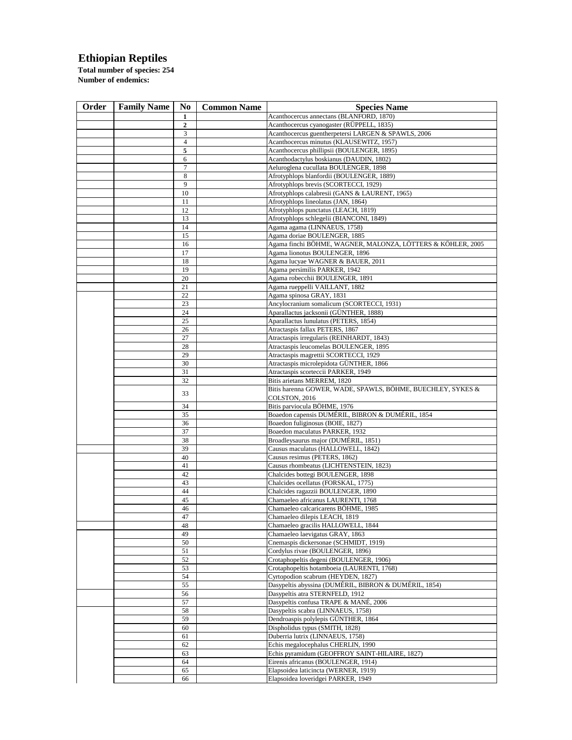# Ethiopian Reptiles

**Total number of species: 254**
**Number of endemics:**

| Order | Family Name | No | Common Name | Species Name |
|---|---|---|---|---|
| | | **1** | | Acanthocercus annectans (BLANFORD, 1870) |
| | | **2** | | Acanthocercus cyanogaster (RÜPPELL, 1835) |
| | | 3 | | Acanthocercus guentherpetersi LARGEN & SPAWLS, 2006 |
| | | 4 | | Acanthocercus minutus (KLAUSEWITZ, 1957) |
| | | **5** | | Acanthocercus phillipsii (BOULENGER, 1895) |
| | | 6 | | Acanthodactylus boskianus (DAUDIN, 1802) |
| | | 7 | | Aeluroglena cucullata BOULENGER, 1898 |
| | | 8 | | Afrotyphlops blanfordii (BOULENGER, 1889) |
| | | 9 | | Afrotyphlops brevis (SCORTECCI, 1929) |
| | | 10 | | Afrotyphlops calabresii (GANS & LAURENT, 1965) |
| | | 11 | | Afrotyphlops lineolatus (JAN, 1864) |
| | | 12 | | Afrotyphlops punctatus (LEACH, 1819) |
| | | 13 | | Afrotyphlops schlegelii (BIANCONI, 1849) |
| | | 14 | | Agama agama (LINNAEUS, 1758) |
| | | 15 | | Agama doriae BOULENGER, 1885 |
| | | 16 | | Agama finchi BÖHME, WAGNER, MALONZA, LÖTTERS & KÖHLER, 2005 |
| | | 17 | | Agama lionotus BOULENGER, 1896 |
| | | 18 | | Agama lucyae WAGNER & BAUER, 2011 |
| | | 19 | | Agama persimilis PARKER, 1942 |
| | | 20 | | Agama robecchii BOULENGER, 1891 |
| | | 21 | | Agama rueppelli VAILLANT, 1882 |
| | | 22 | | Agama spinosa GRAY, 1831 |
| | | 23 | | Ancylocranium somalicum (SCORTECCI, 1931) |
| | | 24 | | Aparallactus jacksonii (GÜNTHER, 1888) |
| | | 25 | | Aparallactus lunulatus (PETERS, 1854) |
| | | 26 | | Atractaspis fallax PETERS, 1867 |
| | | 27 | | Atractaspis irregularis (REINHARDT, 1843) |
| | | 28 | | Atractaspis leucomelas BOULENGER, 1895 |
| | | 29 | | Atractaspis magrettii SCORTECCI, 1929 |
| | | 30 | | Atractaspis microlepidota GÜNTHER, 1866 |
| | | 31 | | Atractaspis scorteccii PARKER, 1949 |
| | | 32 | | Bitis arietans MERREM, 1820 |
| | | 33 | | Bitis harenna GOWER, WADE, SPAWLS, BÖHME, BUECHLEY, SYKES & COLSTON, 2016 |
| | | 34 | | Bitis parviocula BÖHME, 1976 |
| | | 35 | | Boaedon capensis DUMÉRIL, BIBRON & DUMÉRIL, 1854 |
| | | 36 | | Boaedon fuliginosus (BOIE, 1827) |
| | | 37 | | Boaedon maculatus PARKER, 1932 |
| | | 38 | | Broadleysaurus major (DUMÉRIL, 1851) |
| | | 39 | | Causus maculatus (HALLOWELL, 1842) |
| | | 40 | | Causus resimus (PETERS, 1862) |
| | | 41 | | Causus rhombeatus (LICHTENSTEIN, 1823) |
| | | 42 | | Chalcides bottegi BOULENGER, 1898 |
| | | 43 | | Chalcides ocellatus (FORSKAL, 1775) |
| | | 44 | | Chalcides ragazzii BOULENGER, 1890 |
| | | 45 | | Chamaeleo africanus LAURENTI, 1768 |
| | | 46 | | Chamaeleo calcaricarens BÖHME, 1985 |
| | | 47 | | Chamaeleo dilepis LEACH, 1819 |
| | | 48 | | Chamaeleo gracilis HALLOWELL, 1844 |
| | | 49 | | Chamaeleo laevigatus GRAY, 1863 |
| | | 50 | | Cnemaspis dickersonae (SCHMIDT, 1919) |
| | | 51 | | Cordylus rivae (BOULENGER, 1896) |
| | | 52 | | Crotaphopeltis degeni (BOULENGER, 1906) |
| | | 53 | | Crotaphopeltis hotamboeia (LAURENTI, 1768) |
| | | 54 | | Cyrtopodion scabrum (HEYDEN, 1827) |
| | | 55 | | Dasypeltis abyssina (DUMÉRIL, BIBRON & DUMÉRIL, 1854) |
| | | 56 | | Dasypeltis atra STERNFELD, 1912 |
| | | 57 | | Dasypeltis confusa TRAPE & MANÉ, 2006 |
| | | 58 | | Dasypeltis scabra (LINNAEUS, 1758) |
| | | 59 | | Dendroaspis polylepis GÜNTHER, 1864 |
| | | 60 | | Dispholidus typus (SMITH, 1828) |
| | | 61 | | Duberria lutrix (LINNAEUS, 1758) |
| | | 62 | | Echis megalocephalus CHERLIN, 1990 |
| | | 63 | | Echis pyramidum (GEOFFROY SAINT-HILAIRE, 1827) |
| | | 64 | | Eirenis africanus (BOULENGER, 1914) |
| | | 65 | | Elapsoidea laticincta (WERNER, 1919) |
| | | 66 | | Elapsoidea loveridgei PARKER, 1949 |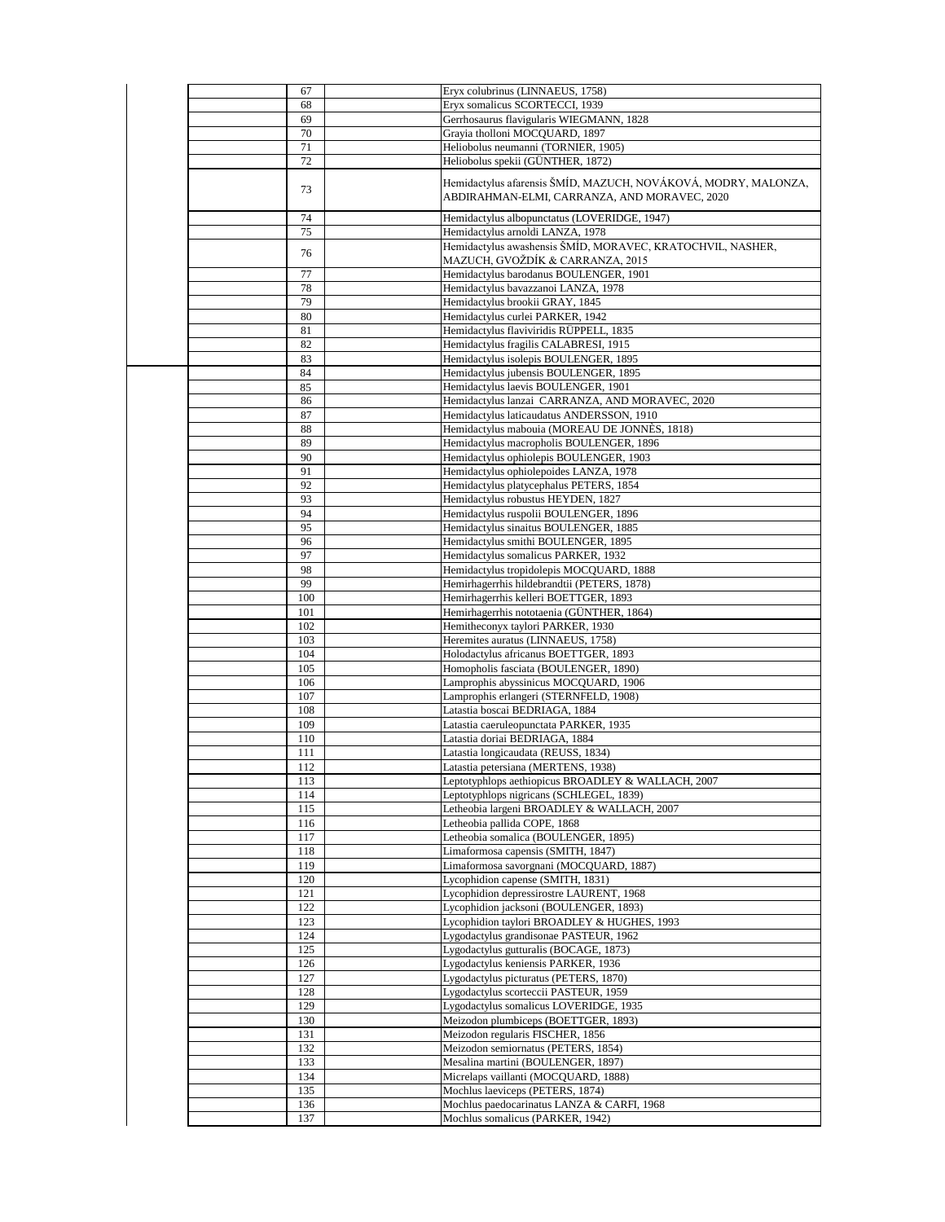| | | | |
|---|---|---|---|
| | 67 | | Eryx colubrinus (LINNAEUS, 1758) |
| | 68 | | Eryx somalicus SCORTECCI, 1939 |
| | 69 | | Gerrhosaurus flavigularis WIEGMANN, 1828 |
| | 70 | | Grayia tholloni MOCQUARD, 1897 |
| | 71 | | Heliobolus neumanni (TORNIER, 1905) |
| | 72 | | Heliobolus spekii (GÜNTHER, 1872) |
| | 73 | | Hemidactylus afarensis ŠMÍD, MAZUCH, NOVÁKOVÁ, MODRY, MALONZA, ABDIRAHMAN-ELMI, CARRANZA, AND MORAVEC, 2020 |
| | 74 | | Hemidactylus albopunctatus (LOVERIDGE, 1947) |
| | 75 | | Hemidactylus arnoldi LANZA, 1978 |
| | 76 | | Hemidactylus awashensis ŠMÍD, MORAVEC, KRATOCHVIL, NASHER, MAZUCH, GVOŽDÍK & CARRANZA, 2015 |
| | 77 | | Hemidactylus barodanus BOULENGER, 1901 |
| | 78 | | Hemidactylus bavazzanoi LANZA, 1978 |
| | 79 | | Hemidactylus brookii GRAY, 1845 |
| | 80 | | Hemidactylus curlei PARKER, 1942 |
| | 81 | | Hemidactylus flaviviridis RÜPPELL, 1835 |
| | 82 | | Hemidactylus fragilis CALABRESI, 1915 |
| | 83 | | Hemidactylus isolepis BOULENGER, 1895 |
| | 84 | | Hemidactylus jubensis BOULENGER, 1895 |
| | 85 | | Hemidactylus laevis BOULENGER, 1901 |
| | 86 | | Hemidactylus lanzai CARRANZA, AND MORAVEC, 2020 |
| | 87 | | Hemidactylus laticaudatus ANDERSSON, 1910 |
| | 88 | | Hemidactylus mabouia (MOREAU DE JONNÈS, 1818) |
| | 89 | | Hemidactylus macropholis BOULENGER, 1896 |
| | 90 | | Hemidactylus ophiolepis BOULENGER, 1903 |
| | 91 | | Hemidactylus ophiolepoides LANZA, 1978 |
| | 92 | | Hemidactylus platycephalus PETERS, 1854 |
| | 93 | | Hemidactylus robustus HEYDEN, 1827 |
| | 94 | | Hemidactylus ruspolii BOULENGER, 1896 |
| | 95 | | Hemidactylus sinaitus BOULENGER, 1885 |
| | 96 | | Hemidactylus smithi BOULENGER, 1895 |
| | 97 | | Hemidactylus somalicus PARKER, 1932 |
| | 98 | | Hemidactylus tropidolepis MOCQUARD, 1888 |
| | 99 | | Hemirhagerrhis hildebrandtii (PETERS, 1878) |
| | 100 | | Hemirhagerrhis kelleri BOETTGER, 1893 |
| | 101 | | Hemirhagerrhis nototaenia (GÜNTHER, 1864) |
| | 102 | | Hemitheconyx taylori PARKER, 1930 |
| | 103 | | Heremites auratus (LINNAEUS, 1758) |
| | 104 | | Holodactylus africanus BOETTGER, 1893 |
| | 105 | | Homopholis fasciata (BOULENGER, 1890) |
| | 106 | | Lamprophis abyssinicus MOCQUARD, 1906 |
| | 107 | | Lamprophis erlangeri (STERNFELD, 1908) |
| | 108 | | Latastia boscai BEDRIAGA, 1884 |
| | 109 | | Latastia caeruleopunctata PARKER, 1935 |
| | 110 | | Latastia doriai BEDRIAGA, 1884 |
| | 111 | | Latastia longicaudata (REUSS, 1834) |
| | 112 | | Latastia petersiana (MERTENS, 1938) |
| | 113 | | Leptotyphlops aethiopicus BROADLEY & WALLACH, 2007 |
| | 114 | | Leptotyphlops nigricans (SCHLEGEL, 1839) |
| | 115 | | Letheobia largeni BROADLEY & WALLACH, 2007 |
| | 116 | | Letheobia pallida COPE, 1868 |
| | 117 | | Letheobia somalica (BOULENGER, 1895) |
| | 118 | | Limaformosa capensis (SMITH, 1847) |
| | 119 | | Limaformosa savorgnani (MOCQUARD, 1887) |
| | 120 | | Lycophidion capense (SMITH, 1831) |
| | 121 | | Lycophidion depressirostre LAURENT, 1968 |
| | 122 | | Lycophidion jacksoni (BOULENGER, 1893) |
| | 123 | | Lycophidion taylori BROADLEY & HUGHES, 1993 |
| | 124 | | Lygodactylus grandisonae PASTEUR, 1962 |
| | 125 | | Lygodactylus gutturalis (BOCAGE, 1873) |
| | 126 | | Lygodactylus keniensis PARKER, 1936 |
| | 127 | | Lygodactylus picturatus (PETERS, 1870) |
| | 128 | | Lygodactylus scorteccii PASTEUR, 1959 |
| | 129 | | Lygodactylus somalicus LOVERIDGE, 1935 |
| | 130 | | Meizodon plumbiceps (BOETTGER, 1893) |
| | 131 | | Meizodon regularis FISCHER, 1856 |
| | 132 | | Meizodon semiornatus (PETERS, 1854) |
| | 133 | | Mesalina martini (BOULENGER, 1897) |
| | 134 | | Micrelaps vaillanti (MOCQUARD, 1888) |
| | 135 | | Mochlus laeviceps (PETERS, 1874) |
| | 136 | | Mochlus paedocarinatus LANZA & CARFI, 1968 |
| | 137 | | Mochlus somalicus (PARKER, 1942) |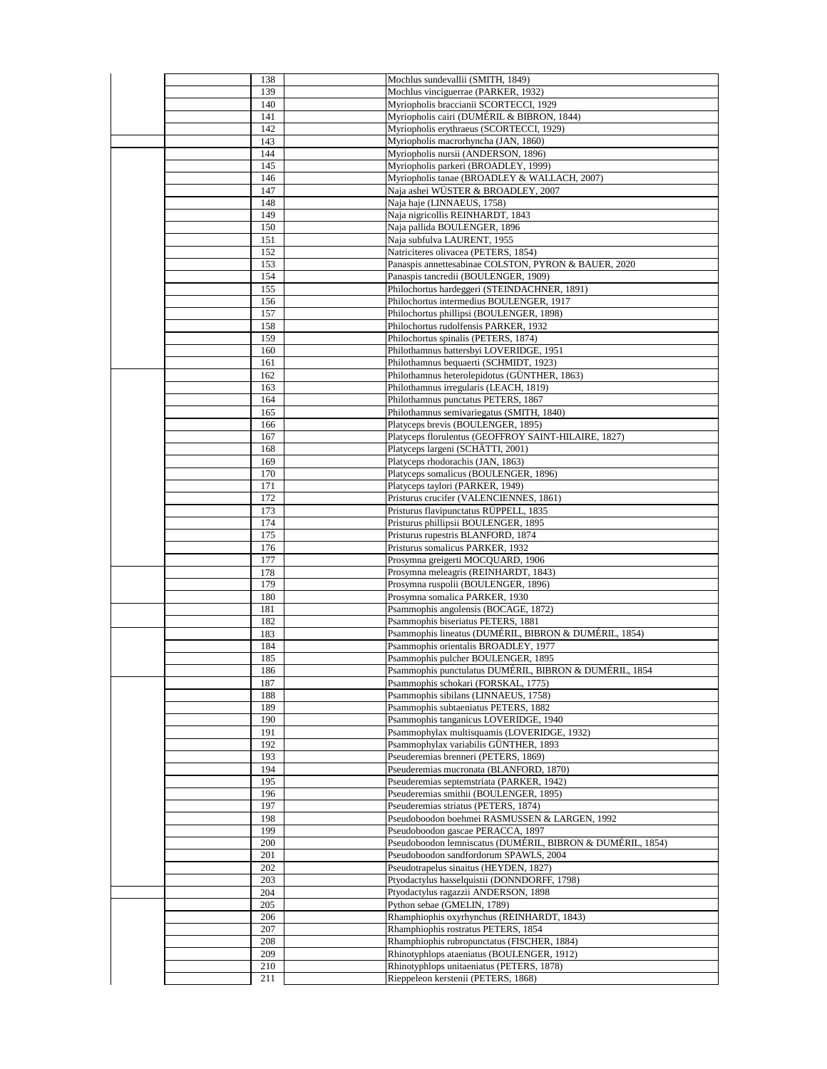| | | | | |
|---|---|---|---|---|
| | | 138 | | Mochlus sundevallii (SMITH, 1849) |
| | | 139 | | Mochlus vinciguerrae (PARKER, 1932) |
| | | 140 | | Myriopholis braccianii SCORTECCI, 1929 |
| | | 141 | | Myriopholis cairi (DUMÉRIL & BIBRON, 1844) |
| | | 142 | | Myriopholis erythraeus (SCORTECCI, 1929) |
| | | 143 | | Myriopholis macrorhyncha (JAN, 1860) |
| | | 144 | | Myriopholis nursii (ANDERSON, 1896) |
| | | 145 | | Myriopholis parkeri (BROADLEY, 1999) |
| | | 146 | | Myriopholis tanae (BROADLEY & WALLACH, 2007) |
| | | 147 | | Naja ashei WÜSTER & BROADLEY, 2007 |
| | | 148 | | Naja haje (LINNAEUS, 1758) |
| | | 149 | | Naja nigricollis REINHARDT, 1843 |
| | | 150 | | Naja pallida BOULENGER, 1896 |
| | | 151 | | Naja subfulva LAURENT, 1955 |
| | | 152 | | Natriciteres olivacea (PETERS, 1854) |
| | | 153 | | Panaspis annettesabinae COLSTON, PYRON & BAUER, 2020 |
| | | 154 | | Panaspis tancredii (BOULENGER, 1909) |
| | | 155 | | Philochortus hardeggeri (STEINDACHNER, 1891) |
| | | 156 | | Philochortus intermedius BOULENGER, 1917 |
| | | 157 | | Philochortus phillipsi (BOULENGER, 1898) |
| | | 158 | | Philochortus rudolfensis PARKER, 1932 |
| | | 159 | | Philochortus spinalis (PETERS, 1874) |
| | | 160 | | Philothamnus battersbyi LOVERIDGE, 1951 |
| | | 161 | | Philothamnus bequaerti (SCHMIDT, 1923) |
| | | 162 | | Philothamnus heterolepidotus (GÜNTHER, 1863) |
| | | 163 | | Philothamnus irregularis (LEACH, 1819) |
| | | 164 | | Philothamnus punctatus PETERS, 1867 |
| | | 165 | | Philothamnus semivariegatus (SMITH, 1840) |
| | | 166 | | Platyceps brevis (BOULENGER, 1895) |
| | | 167 | | Platyceps florulentus (GEOFFROY SAINT-HILAIRE, 1827) |
| | | 168 | | Platyceps largeni (SCHÄTTI, 2001) |
| | | 169 | | Platyceps rhodorachis (JAN, 1863) |
| | | 170 | | Platyceps somalicus (BOULENGER, 1896) |
| | | 171 | | Platyceps taylori (PARKER, 1949) |
| | | 172 | | Pristurus crucifer (VALENCIENNES, 1861) |
| | | 173 | | Pristurus flavipunctatus RÜPPELL, 1835 |
| | | 174 | | Pristurus phillipsii BOULENGER, 1895 |
| | | 175 | | Pristurus rupestris BLANFORD, 1874 |
| | | 176 | | Pristurus somalicus PARKER, 1932 |
| | | 177 | | Prosymna greigerti MOCQUARD, 1906 |
| | | 178 | | Prosymna meleagris (REINHARDT, 1843) |
| | | 179 | | Prosymna ruspolii (BOULENGER, 1896) |
| | | 180 | | Prosymna somalica PARKER, 1930 |
| | | 181 | | Psammophis angolensis (BOCAGE, 1872) |
| | | 182 | | Psammophis biseriatus PETERS, 1881 |
| | | 183 | | Psammophis lineatus (DUMÉRIL, BIBRON & DUMÉRIL, 1854) |
| | | 184 | | Psammophis orientalis BROADLEY, 1977 |
| | | 185 | | Psammophis pulcher BOULENGER, 1895 |
| | | 186 | | Psammophis punctulatus DUMÉRIL, BIBRON & DUMÉRIL, 1854 |
| | | 187 | | Psammophis schokari (FORSKAL, 1775) |
| | | 188 | | Psammophis sibilans (LINNAEUS, 1758) |
| | | 189 | | Psammophis subtaeniatus PETERS, 1882 |
| | | 190 | | Psammophis tanganicus LOVERIDGE, 1940 |
| | | 191 | | Psammophylax multisquamis (LOVERIDGE, 1932) |
| | | 192 | | Psammophylax variabilis GÜNTHER, 1893 |
| | | 193 | | Pseuderemias brenneri (PETERS, 1869) |
| | | 194 | | Pseuderemias mucronata (BLANFORD, 1870) |
| | | 195 | | Pseuderemias septemstriata (PARKER, 1942) |
| | | 196 | | Pseuderemias smithii (BOULENGER, 1895) |
| | | 197 | | Pseuderemias striatus (PETERS, 1874) |
| | | 198 | | Pseudoboodon boehmei RASMUSSEN & LARGEN, 1992 |
| | | 199 | | Pseudoboodon gascae PERACCA, 1897 |
| | | 200 | | Pseudoboodon lemniscatus (DUMÉRIL, BIBRON & DUMÉRIL, 1854) |
| | | 201 | | Pseudoboodon sandfordorum SPAWLS, 2004 |
| | | 202 | | Pseudotrapelus sinaitus (HEYDEN, 1827) |
| | | 203 | | Ptyodactylus hasselquistii (DONNDORFF, 1798) |
| | | 204 | | Ptyodactylus ragazzii ANDERSON, 1898 |
| | | 205 | | Python sebae (GMELIN, 1789) |
| | | 206 | | Rhamphiophis oxyrhynchus (REINHARDT, 1843) |
| | | 207 | | Rhamphiophis rostratus PETERS, 1854 |
| | | 208 | | Rhamphiophis rubropunctatus (FISCHER, 1884) |
| | | 209 | | Rhinotyphlops ataeniatus (BOULENGER, 1912) |
| | | 210 | | Rhinotyphlops unitaeniatus (PETERS, 1878) |
| | | 211 | | Rieppeleon kerstenii (PETERS, 1868) |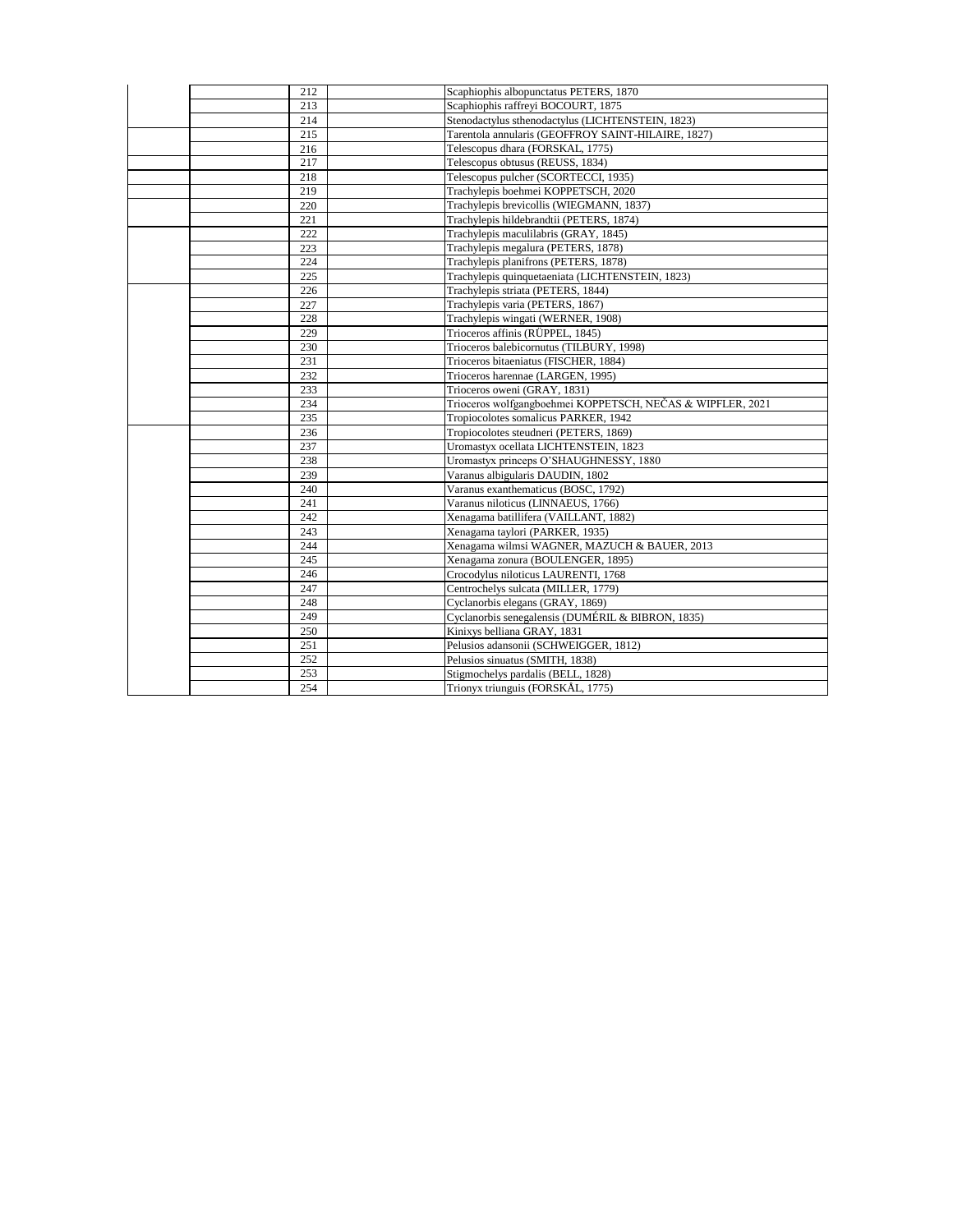| | | | | |
|---|---|---|---|---|
| | | 212 | | Scaphiophis albopunctatus PETERS, 1870 |
| | | 213 | | Scaphiophis raffreyi BOCOURT, 1875 |
| | | 214 | | Stenodactylus sthenodactylus (LICHTENSTEIN, 1823) |
| | | 215 | | Tarentola annularis (GEOFFROY SAINT-HILAIRE, 1827) |
| | | 216 | | Telescopus dhara (FORSKAL, 1775) |
| | | 217 | | Telescopus obtusus (REUSS, 1834) |
| | | 218 | | Telescopus pulcher (SCORTECCI, 1935) |
| | | 219 | | Trachylepis boehmei KOPPETSCH, 2020 |
| | | 220 | | Trachylepis brevicollis (WIEGMANN, 1837) |
| | | 221 | | Trachylepis hildebrandtii (PETERS, 1874) |
| | | 222 | | Trachylepis maculilabris (GRAY, 1845) |
| | | 223 | | Trachylepis megalura (PETERS, 1878) |
| | | 224 | | Trachylepis planifrons (PETERS, 1878) |
| | | 225 | | Trachylepis quinquetaeniata (LICHTENSTEIN, 1823) |
| | | 226 | | Trachylepis striata (PETERS, 1844) |
| | | 227 | | Trachylepis varia (PETERS, 1867) |
| | | 228 | | Trachylepis wingati (WERNER, 1908) |
| | | 229 | | Trioceros affinis (RÜPPEL, 1845) |
| | | 230 | | Trioceros balebicornutus (TILBURY, 1998) |
| | | 231 | | Trioceros bitaeniatus (FISCHER, 1884) |
| | | 232 | | Trioceros harennae (LARGEN, 1995) |
| | | 233 | | Trioceros oweni (GRAY, 1831) |
| | | 234 | | Trioceros wolfgangboehmei KOPPETSCH, NEČAS & WIPFLER, 2021 |
| | | 235 | | Tropiocolotes somalicus PARKER, 1942 |
| | | 236 | | Tropiocolotes steudneri (PETERS, 1869) |
| | | 237 | | Uromastyx ocellata LICHTENSTEIN, 1823 |
| | | 238 | | Uromastyx princeps O'SHAUGHNESSY, 1880 |
| | | 239 | | Varanus albigularis DAUDIN, 1802 |
| | | 240 | | Varanus exanthematicus (BOSC, 1792) |
| | | 241 | | Varanus niloticus (LINNAEUS, 1766) |
| | | 242 | | Xenagama batillifera (VAILLANT, 1882) |
| | | 243 | | Xenagama taylori (PARKER, 1935) |
| | | 244 | | Xenagama wilmsi WAGNER, MAZUCH & BAUER, 2013 |
| | | 245 | | Xenagama zonura (BOULENGER, 1895) |
| | | 246 | | Crocodylus niloticus LAURENTI, 1768 |
| | | 247 | | Centrochelys sulcata (MILLER, 1779) |
| | | 248 | | Cyclanorbis elegans (GRAY, 1869) |
| | | 249 | | Cyclanorbis senegalensis (DUMÉRIL & BIBRON, 1835) |
| | | 250 | | Kinixys belliana GRAY, 1831 |
| | | 251 | | Pelusios adansonii (SCHWEIGGER, 1812) |
| | | 252 | | Pelusios sinuatus (SMITH, 1838) |
| | | 253 | | Stigmochelys pardalis (BELL, 1828) |
| | | 254 | | Trionyx triunguis (FORSKÅL, 1775) |